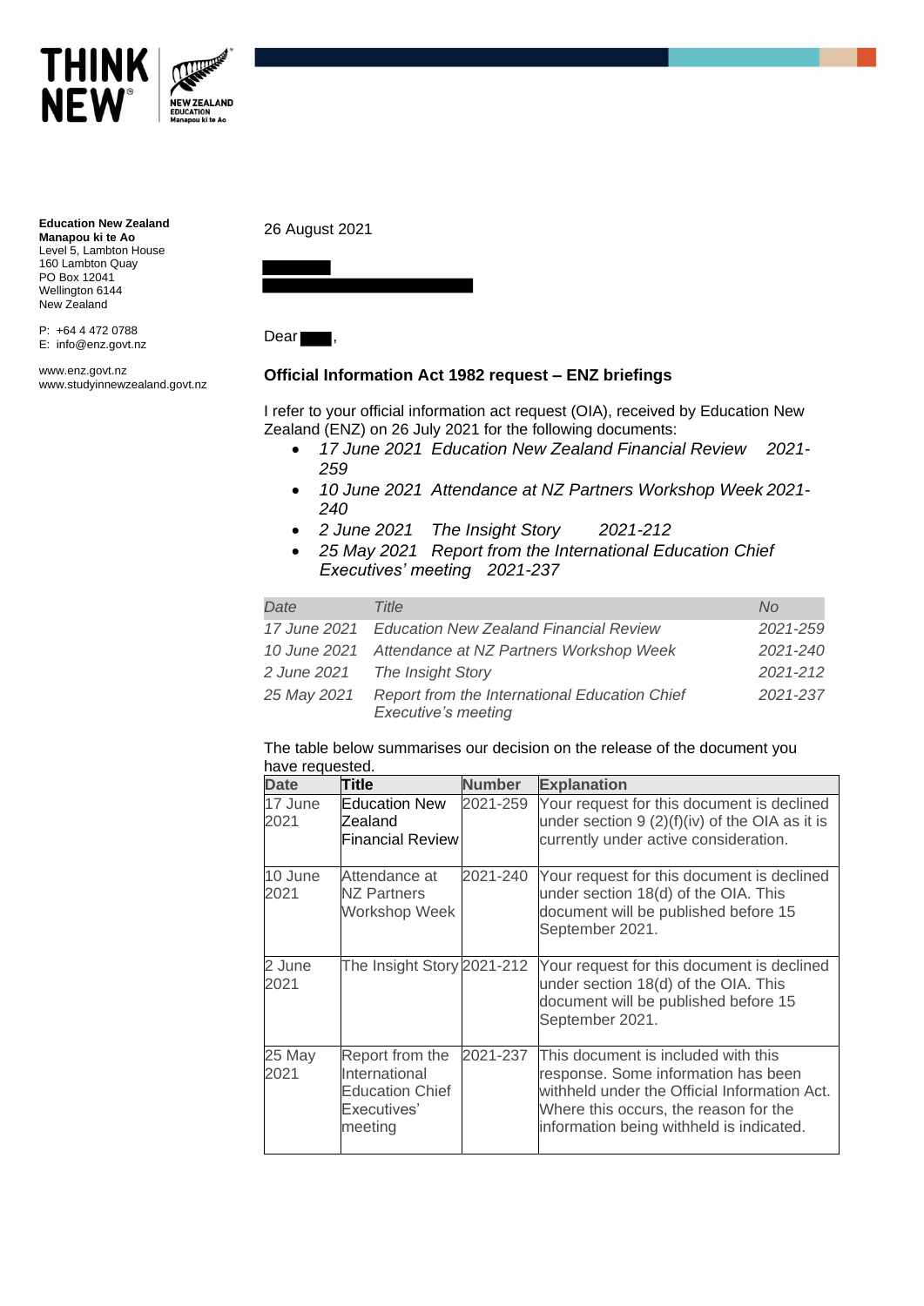**Education New Zealand**
**Manapou ki te Ao**
Level 5, Lambton House
160 Lambton Quay
PO Box 12041
Wellington 6144
New Zealand

P: +64 4 472 0788
E: info@enz.govt.nz

www.enz.govt.nz
www.studyinnewzealand.govt.nz

26 August 2021

Dear ,

**Official Information Act 1982 request – ENZ briefings**

I refer to your official information act request (OIA), received by Education New Zealand (ENZ) on 26 July 2021 for the following documents:

- *17 June 2021 Education New Zealand Financial Review 2021-259*
- *10 June 2021 Attendance at NZ Partners Workshop Week 2021-240*
- *2 June 2021 The Insight Story 2021-212*
- *25 May 2021 Report from the International Education Chief Executives' meeting 2021-237*

| *Date* | *Title* | *No* |
|---|---|---|
| *17 June 2021* | *Education New Zealand Financial Review* | *2021-259* |
| *10 June 2021* | *Attendance at NZ Partners Workshop Week* | *2021-240* |
| *2 June 2021* | *The Insight Story* | *2021-212* |
| *25 May 2021* | *Report from the International Education Chief Executive's meeting* | *2021-237* |

The table below summarises our decision on the release of the document you have requested.

| Date | Title | Number | Explanation |
|---|---|---|---|
| 17 June 2021 | Education New Zealand Financial Review | 2021-259 | Your request for this document is declined under section 9 (2)(f)(iv) of the OIA as it is currently under active consideration. |
| 10 June 2021 | Attendance at NZ Partners Workshop Week | 2021-240 | Your request for this document is declined under section 18(d) of the OIA. This document will be published before 15 September 2021. |
| 2 June 2021 | The Insight Story | 2021-212 | Your request for this document is declined under section 18(d) of the OIA. This document will be published before 15 September 2021. |
| 25 May 2021 | Report from the International Education Chief Executives' meeting | 2021-237 | This document is included with this response. Some information has been withheld under the Official Information Act. Where this occurs, the reason for the information being withheld is indicated. |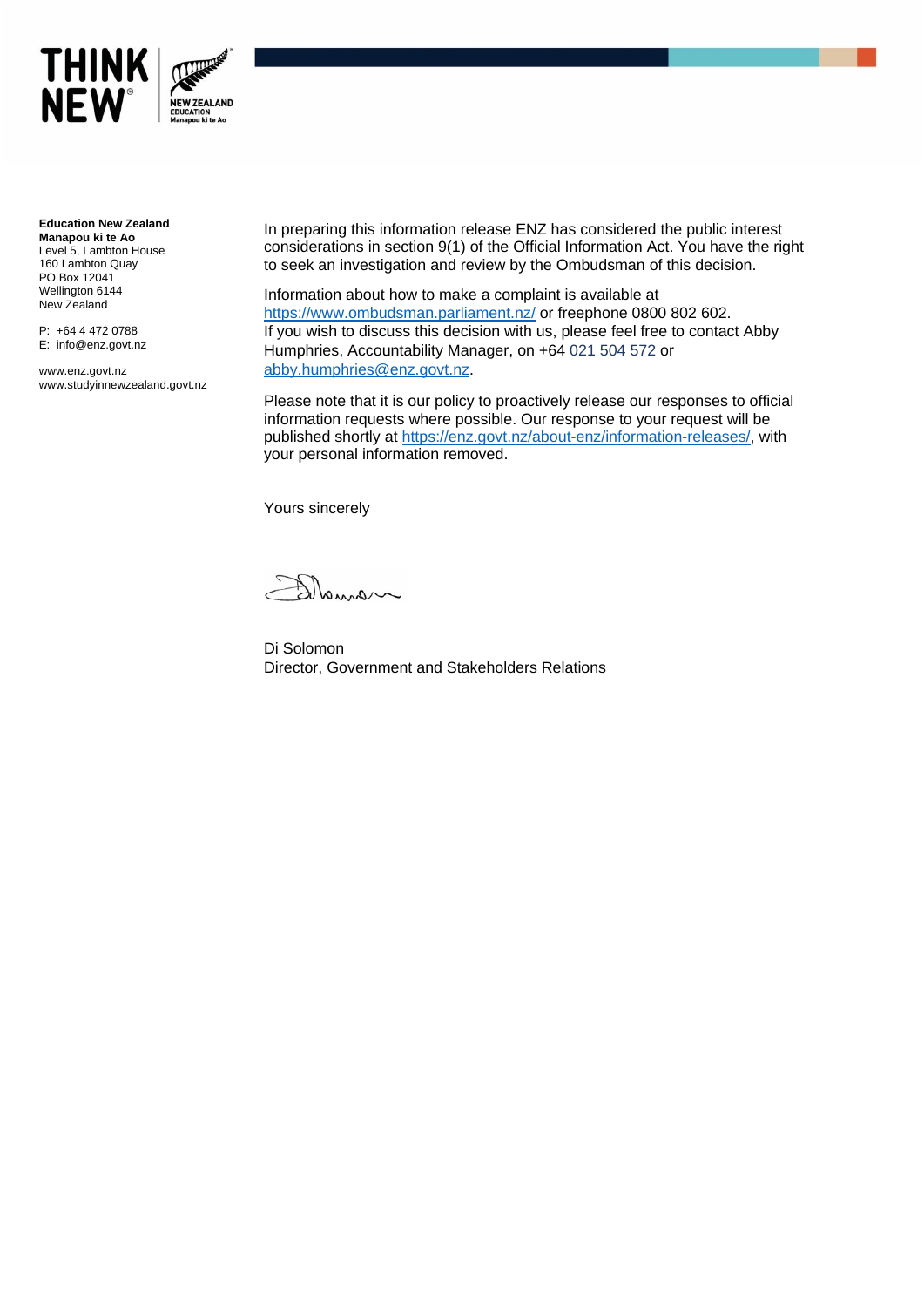**Education New Zealand**
**Manapou ki te Ao**
Level 5, Lambton House
160 Lambton Quay
PO Box 12041
Wellington 6144
New Zealand

P: +64 4 472 0788
E: info@enz.govt.nz

www.enz.govt.nz
www.studyinnewzealand.govt.nz

In preparing this information release ENZ has considered the public interest considerations in section 9(1) of the Official Information Act. You have the right to seek an investigation and review by the Ombudsman of this decision.

Information about how to make a complaint is available at https://www.ombudsman.parliament.nz/ or freephone 0800 802 602.
If you wish to discuss this decision with us, please feel free to contact Abby Humphries, Accountability Manager, on +64 021 504 572 or abby.humphries@enz.govt.nz.

Please note that it is our policy to proactively release our responses to official information requests where possible. Our response to your request will be published shortly at https://enz.govt.nz/about-enz/information-releases/, with your personal information removed.

Yours sincerely

Di Solomon
Director, Government and Stakeholders Relations